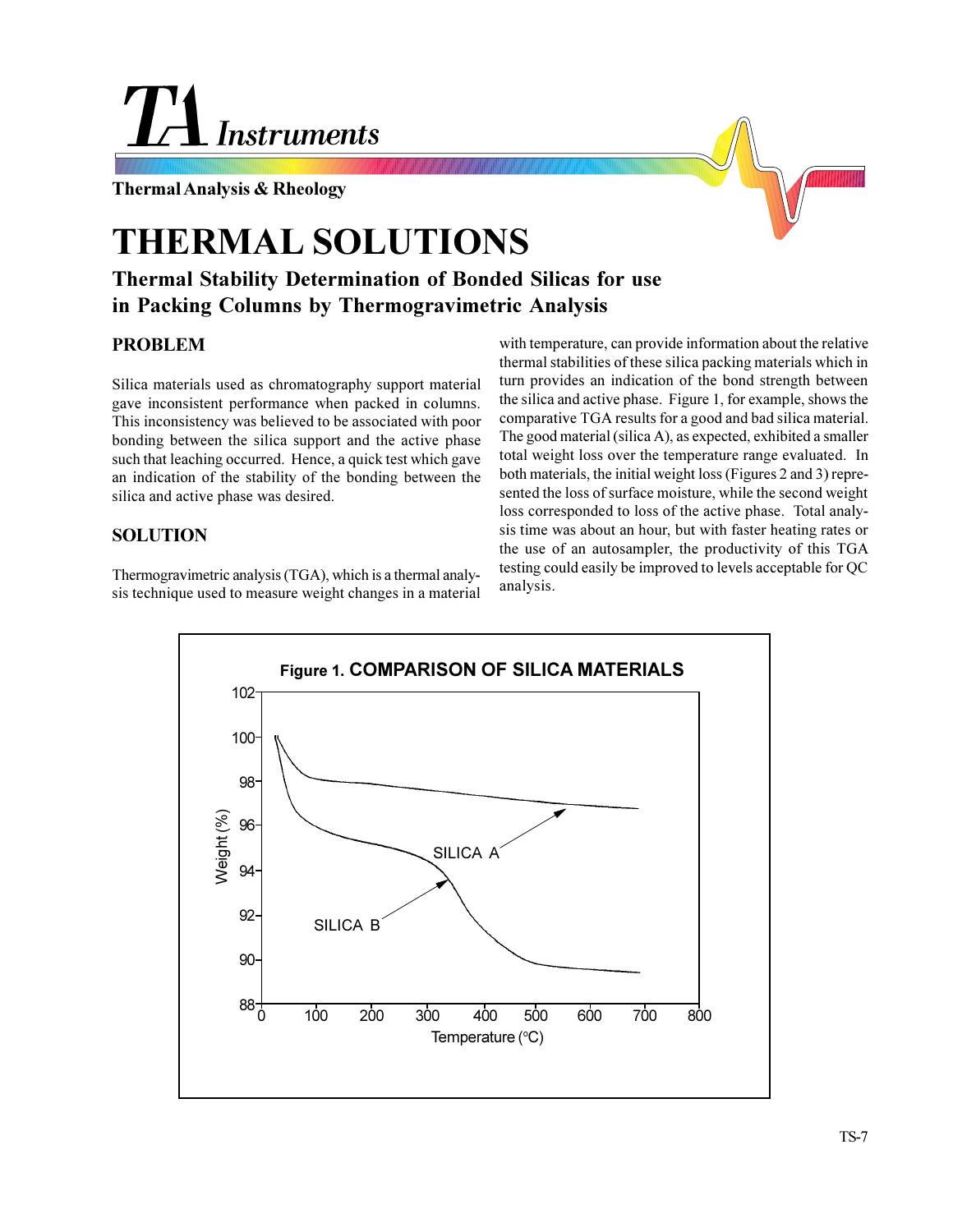# THERMAL SOLUTIONS

## Thermal Stability Determination of Bonded Silicas for use in Packing Columns by Thermogravimetric Analysis

### PROBLEM

Silica materials used as chromatography support material gave inconsistent performance when packed in columns. This inconsistency was believed to be associated with poor bonding between the silica support and the active phase such that leaching occurred. Hence, a quick test which gave an indication of the stability of the bonding between the silica and active phase was desired.

### SOLUTION

Thermogravimetric analysis (TGA), which is a thermal analysis technique used to measure weight changes in a material with temperature, can provide information about the relative thermal stabilities of these silica packing materials which in turn provides an indication of the bond strength between the silica and active phase. Figure 1, for example, shows the comparative TGA results for a good and bad silica material. The good material (silica A), as expected, exhibited a smaller total weight loss over the temperature range evaluated. In both materials, the initial weight loss (Figures 2 and 3) represented the loss of surface moisture, while the second weight loss corresponded to loss of the active phase. Total analysis time was about an hour, but with faster heating rates or the use of an autosampler, the productivity of this TGA testing could easily be improved to levels acceptable for QC analysis.

**Figure 1.** COMPARISON OF SILICA MATERIALS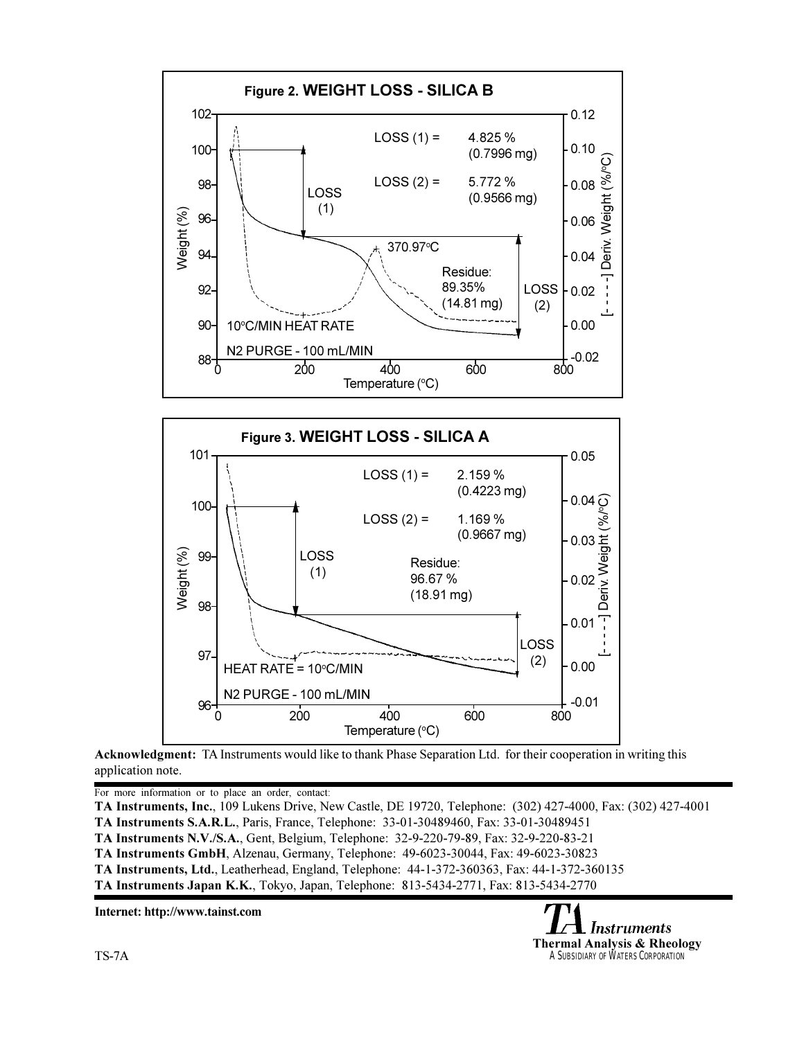**Figure 2. WEIGHT LOSS - SILICA B**

LOSS (1) = 4.825 % (0.7996 mg)

LOSS (2) = 5.772 % (0.9566 mg)

LOSS (1)

370.97°C

Residue: 89.35% (14.81 mg)

LOSS (2)

10°C/MIN HEAT RATE

N2 PURGE - 100 mL/MIN

Weight (%)

[- - - -] Deriv. Weight (%/°C)

Temperature (°C)

102, 100, 98, 96, 94, 92, 90, 88

0.12, 0.10, 0.08, 0.06, 0.04, 0.02, 0.00, -0.02

0, 200, 400, 600, 800

**Figure 3. WEIGHT LOSS - SILICA A**

LOSS (1) = 2.159 % (0.4223 mg)

LOSS (2) = 1.169 % (0.9667 mg)

LOSS (1)

Residue: 96.67 % (18.91 mg)

LOSS (2)

HEAT RATE = 10°C/MIN

N2 PURGE - 100 mL/MIN

Weight (%)

[- - - -] Deriv. Weight (%/°C)

Temperature (°C)

101, 100, 99, 98, 97, 96

0.05, 0.04, 0.03, 0.02, 0.01, 0.00, -0.01

0, 200, 400, 600, 800

**Acknowledgment:** TA Instruments would like to thank Phase Separation Ltd. for their cooperation in writing this application note.

For more information or to place an order, contact:

**TA Instruments, Inc.**, 109 Lukens Drive, New Castle, DE 19720, Telephone: (302) 427-4000, Fax: (302) 427-4001
**TA Instruments S.A.R.L.**, Paris, France, Telephone: 33-01-30489460, Fax: 33-01-30489451
**TA Instruments N.V./S.A.**, Gent, Belgium, Telephone: 32-9-220-79-89, Fax: 32-9-220-83-21
**TA Instruments GmbH**, Alzenau, Germany, Telephone: 49-6023-30044, Fax: 49-6023-30823
**TA Instruments, Ltd.**, Leatherhead, England, Telephone: 44-1-372-360363, Fax: 44-1-372-360135
**TA Instruments Japan K.K.**, Tokyo, Japan, Telephone: 813-5434-2771, Fax: 813-5434-2770

**Internet: http://www.tainst.com**

TA Instruments
**Thermal Analysis & Rheology**
A SUBSIDIARY OF WATERS CORPORATION

TS-7A